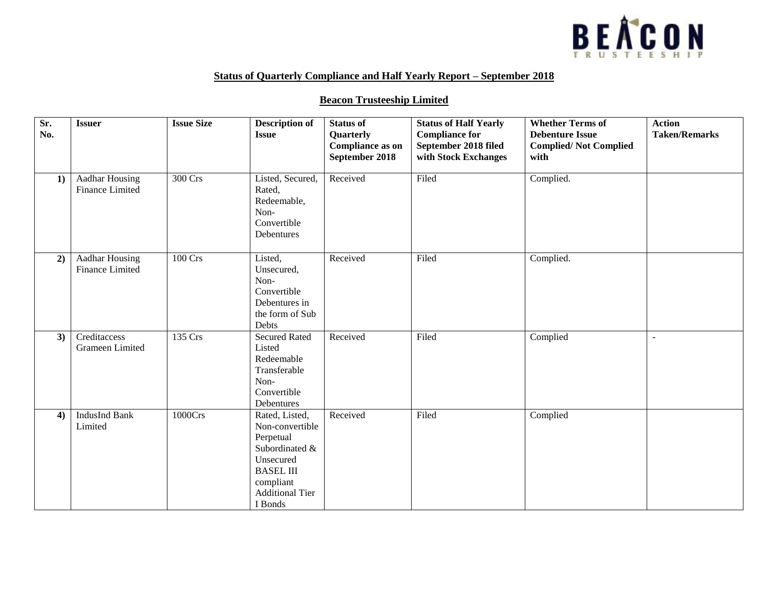## Status of Quarterly Compliance and Half Yearly Report – September 2018

## Beacon Trusteeship Limited

| Sr. No. | Issuer | Issue Size | Description of Issue | Status of Quarterly Compliance as on September 2018 | Status of Half Yearly Compliance for September 2018 filed with Stock Exchanges | Whether Terms of Debenture Issue Complied/ Not Complied with | Action Taken/Remarks |
|---|---|---|---|---|---|---|---|
| 1) | Aadhar Housing Finance Limited | 300 Crs | Listed, Secured, Rated, Redeemable, Non-Convertible Debentures | Received | Filed | Complied. | |
| 2) | Aadhar Housing Finance Limited | 100 Crs | Listed, Unsecured, Non-Convertible Debentures in the form of Sub Debts | Received | Filed | Complied. | |
| 3) | Creditaccess Grameen Limited | 135 Crs | Secured Rated Listed Redeemable Transferable Non-Convertible Debentures | Received | Filed | Complied | - |
| 4) | IndusInd Bank Limited | 1000Crs | Rated, Listed, Non-convertible Perpetual Subordinated & Unsecured BASEL III compliant Additional Tier I Bonds | Received | Filed | Complied | |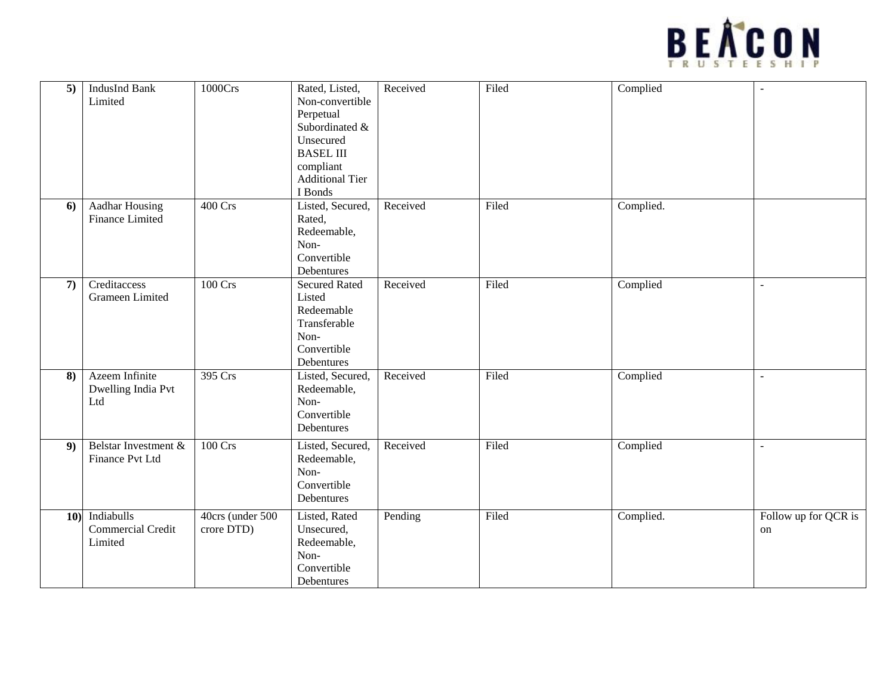| 5) | IndusInd Bank Limited | 1000Crs | Rated, Listed, Non-convertible Perpetual Subordinated & Unsecured BASEL III compliant Additional Tier I Bonds | Received | Filed | Complied | - |
|---|---|---|---|---|---|---|---|
| 6) | Aadhar Housing Finance Limited | 400 Crs | Listed, Secured, Rated, Redeemable, Non-Convertible Debentures | Received | Filed | Complied. | |
| 7) | Creditaccess Grameen Limited | 100 Crs | Secured Rated Listed Redeemable Transferable Non-Convertible Debentures | Received | Filed | Complied | - |
| 8) | Azeem Infinite Dwelling India Pvt Ltd | 395 Crs | Listed, Secured, Redeemable, Non-Convertible Debentures | Received | Filed | Complied | - |
| 9) | Belstar Investment & Finance Pvt Ltd | 100 Crs | Listed, Secured, Redeemable, Non-Convertible Debentures | Received | Filed | Complied | - |
| 10) | Indiabulls Commercial Credit Limited | 40crs (under 500 crore DTD) | Listed, Rated Unsecured, Redeemable, Non-Convertible Debentures | Pending | Filed | Complied. | Follow up for QCR is on |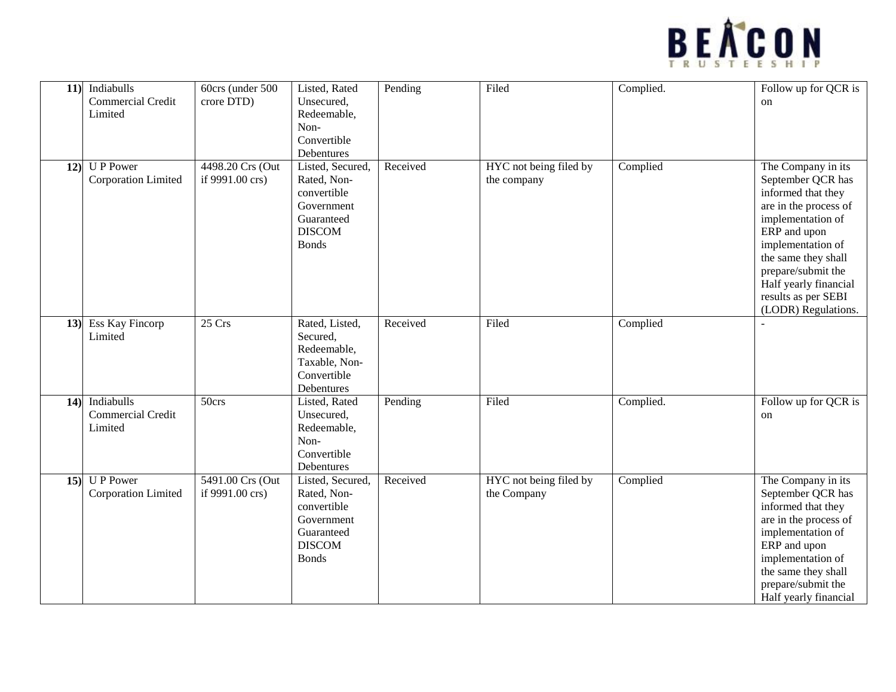| | | | | | | | |
|---|---|---|---|---|---|---|---|
| **11)** | Indiabulls Commercial Credit Limited | 60crs (under 500 crore DTD) | Listed, Rated Unsecured, Redeemable, Non-Convertible Debentures | Pending | Filed | Complied. | Follow up for QCR is on |
| **12)** | U P Power Corporation Limited | 4498.20 Crs (Out if 9991.00 crs) | Listed, Secured, Rated, Non-convertible Government Guaranteed DISCOM Bonds | Received | HYC not being filed by the company | Complied | The Company in its September QCR has informed that they are in the process of implementation of ERP and upon implementation of the same they shall prepare/submit the Half yearly financial results as per SEBI (LODR) Regulations. |
| **13)** | Ess Kay Fincorp Limited | 25 Crs | Rated, Listed, Secured, Redeemable, Taxable, Non-Convertible Debentures | Received | Filed | Complied | - |
| **14)** | Indiabulls Commercial Credit Limited | 50crs | Listed, Rated Unsecured, Redeemable, Non-Convertible Debentures | Pending | Filed | Complied. | Follow up for QCR is on |
| **15)** | U P Power Corporation Limited | 5491.00 Crs (Out if 9991.00 crs) | Listed, Secured, Rated, Non-convertible Government Guaranteed DISCOM Bonds | Received | HYC not being filed by the Company | Complied | The Company in its September QCR has informed that they are in the process of implementation of ERP and upon implementation of the same they shall prepare/submit the Half yearly financial |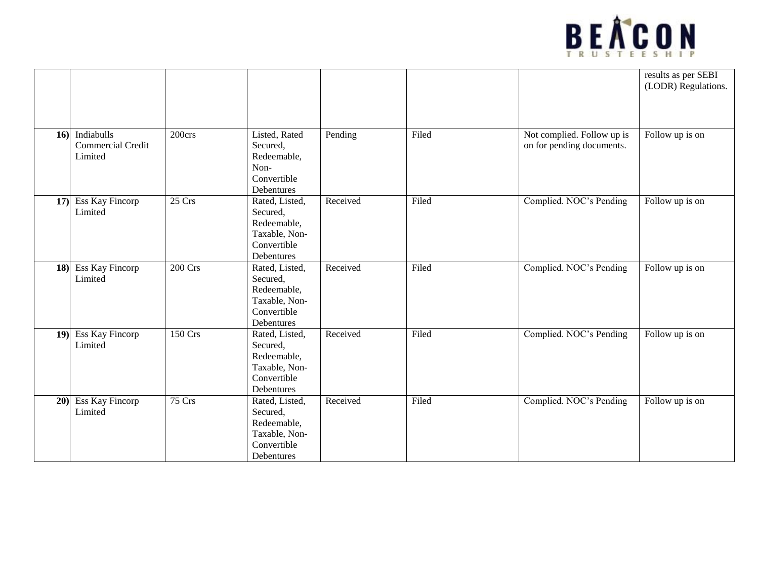|  |  |  |  |  |  |  |  |
|---|---|---|---|---|---|---|---|
|  |  |  |  |  |  |  | results as per SEBI (LODR) Regulations. |
| **16)** | Indiabulls Commercial Credit Limited | 200crs | Listed, Rated Secured, Redeemable, Non-Convertible Debentures | Pending | Filed | Not complied. Follow up is on for pending documents. | Follow up is on |
| **17)** | Ess Kay Fincorp Limited | 25 Crs | Rated, Listed, Secured, Redeemable, Taxable, Non-Convertible Debentures | Received | Filed | Complied. NOC's Pending | Follow up is on |
| **18)** | Ess Kay Fincorp Limited | 200 Crs | Rated, Listed, Secured, Redeemable, Taxable, Non-Convertible Debentures | Received | Filed | Complied. NOC's Pending | Follow up is on |
| **19)** | Ess Kay Fincorp Limited | 150 Crs | Rated, Listed, Secured, Redeemable, Taxable, Non-Convertible Debentures | Received | Filed | Complied. NOC's Pending | Follow up is on |
| **20)** | Ess Kay Fincorp Limited | 75 Crs | Rated, Listed, Secured, Redeemable, Taxable, Non-Convertible Debentures | Received | Filed | Complied. NOC's Pending | Follow up is on |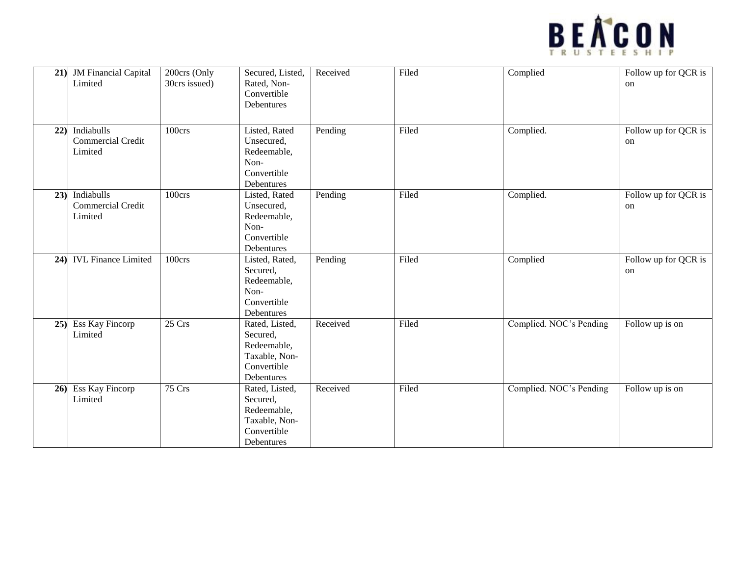| | | | | | | | |
|---|---|---|---|---|---|---|---|
| **21)** | JM Financial Capital Limited | 200crs (Only 30crs issued) | Secured, Listed, Rated, Non-Convertible Debentures | Received | Filed | Complied | Follow up for QCR is on |
| **22)** | Indiabulls Commercial Credit Limited | 100crs | Listed, Rated Unsecured, Redeemable, Non-Convertible Debentures | Pending | Filed | Complied. | Follow up for QCR is on |
| **23)** | Indiabulls Commercial Credit Limited | 100crs | Listed, Rated Unsecured, Redeemable, Non-Convertible Debentures | Pending | Filed | Complied. | Follow up for QCR is on |
| **24)** | IVL Finance Limited | 100crs | Listed, Rated, Secured, Redeemable, Non-Convertible Debentures | Pending | Filed | Complied | Follow up for QCR is on |
| **25)** | Ess Kay Fincorp Limited | 25 Crs | Rated, Listed, Secured, Redeemable, Taxable, Non-Convertible Debentures | Received | Filed | Complied. NOC's Pending | Follow up is on |
| **26)** | Ess Kay Fincorp Limited | 75 Crs | Rated, Listed, Secured, Redeemable, Taxable, Non-Convertible Debentures | Received | Filed | Complied. NOC's Pending | Follow up is on |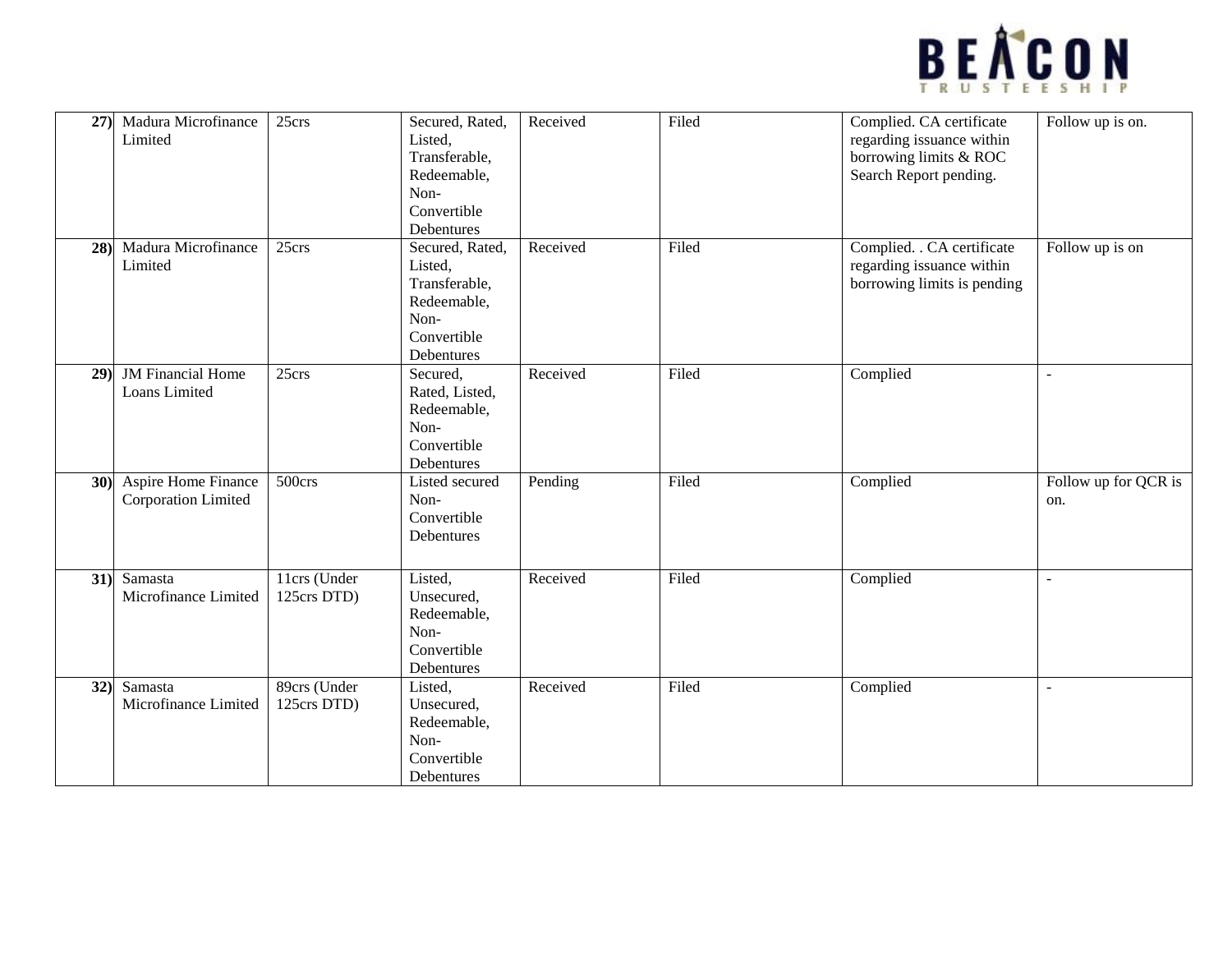| | | | | | | | |
|---|---|---|---|---|---|---|---|
| 27) | Madura Microfinance Limited | 25crs | Secured, Rated, Listed, Transferable, Redeemable, Non-Convertible Debentures | Received | Filed | Complied. CA certificate regarding issuance within borrowing limits & ROC Search Report pending. | Follow up is on. |
| 28) | Madura Microfinance Limited | 25crs | Secured, Rated, Listed, Transferable, Redeemable, Non-Convertible Debentures | Received | Filed | Complied. . CA certificate regarding issuance within borrowing limits is pending | Follow up is on |
| 29) | JM Financial Home Loans Limited | 25crs | Secured, Rated, Listed, Redeemable, Non-Convertible Debentures | Received | Filed | Complied | - |
| 30) | Aspire Home Finance Corporation Limited | 500crs | Listed secured Non-Convertible Debentures | Pending | Filed | Complied | Follow up for QCR is on. |
| 31) | Samasta Microfinance Limited | 11crs (Under 125crs DTD) | Listed, Unsecured, Redeemable, Non-Convertible Debentures | Received | Filed | Complied | - |
| 32) | Samasta Microfinance Limited | 89crs (Under 125crs DTD) | Listed, Unsecured, Redeemable, Non-Convertible Debentures | Received | Filed | Complied | - |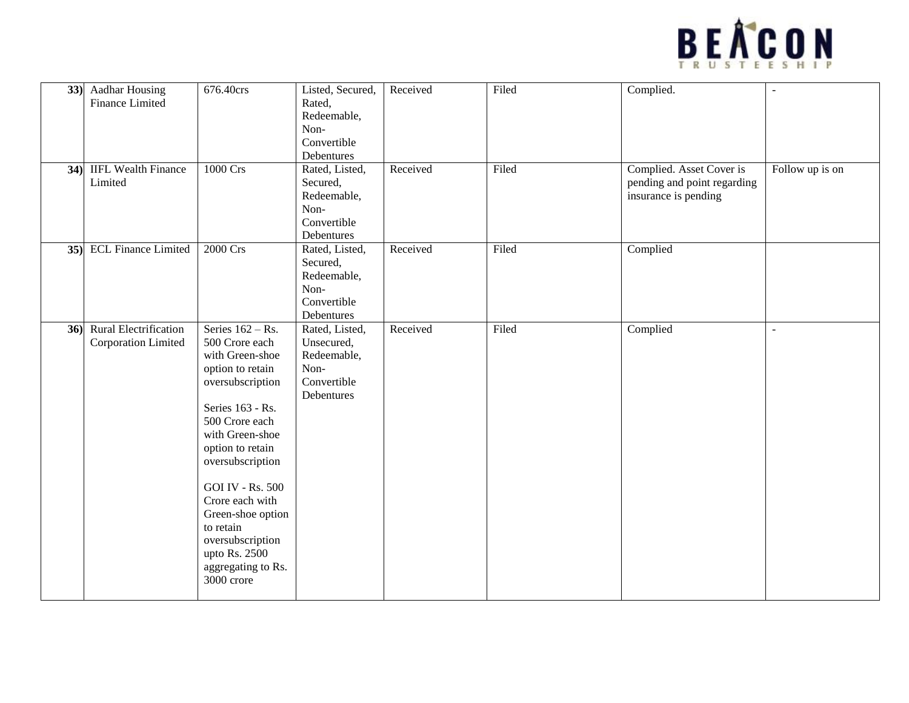| | | | | | | | |
|---|---|---|---|---|---|---|---|
| **33)** | Aadhar Housing Finance Limited | 676.40crs | Listed, Secured, Rated, Redeemable, Non-Convertible Debentures | Received | Filed | Complied. | - |
| **34)** | IIFL Wealth Finance Limited | 1000 Crs | Rated, Listed, Secured, Redeemable, Non-Convertible Debentures | Received | Filed | Complied. Asset Cover is pending and point regarding insurance is pending | Follow up is on |
| **35)** | ECL Finance Limited | 2000 Crs | Rated, Listed, Secured, Redeemable, Non-Convertible Debentures | Received | Filed | Complied | |
| **36)** | Rural Electrification Corporation Limited | Series 162 – Rs. 500 Crore each with Green-shoe option to retain oversubscription<br><br>Series 163 - Rs. 500 Crore each with Green-shoe option to retain oversubscription<br><br>GOI IV - Rs. 500 Crore each with Green-shoe option to retain oversubscription upto Rs. 2500 aggregating to Rs. 3000 crore | Rated, Listed, Unsecured, Redeemable, Non-Convertible Debentures | Received | Filed | Complied | - |